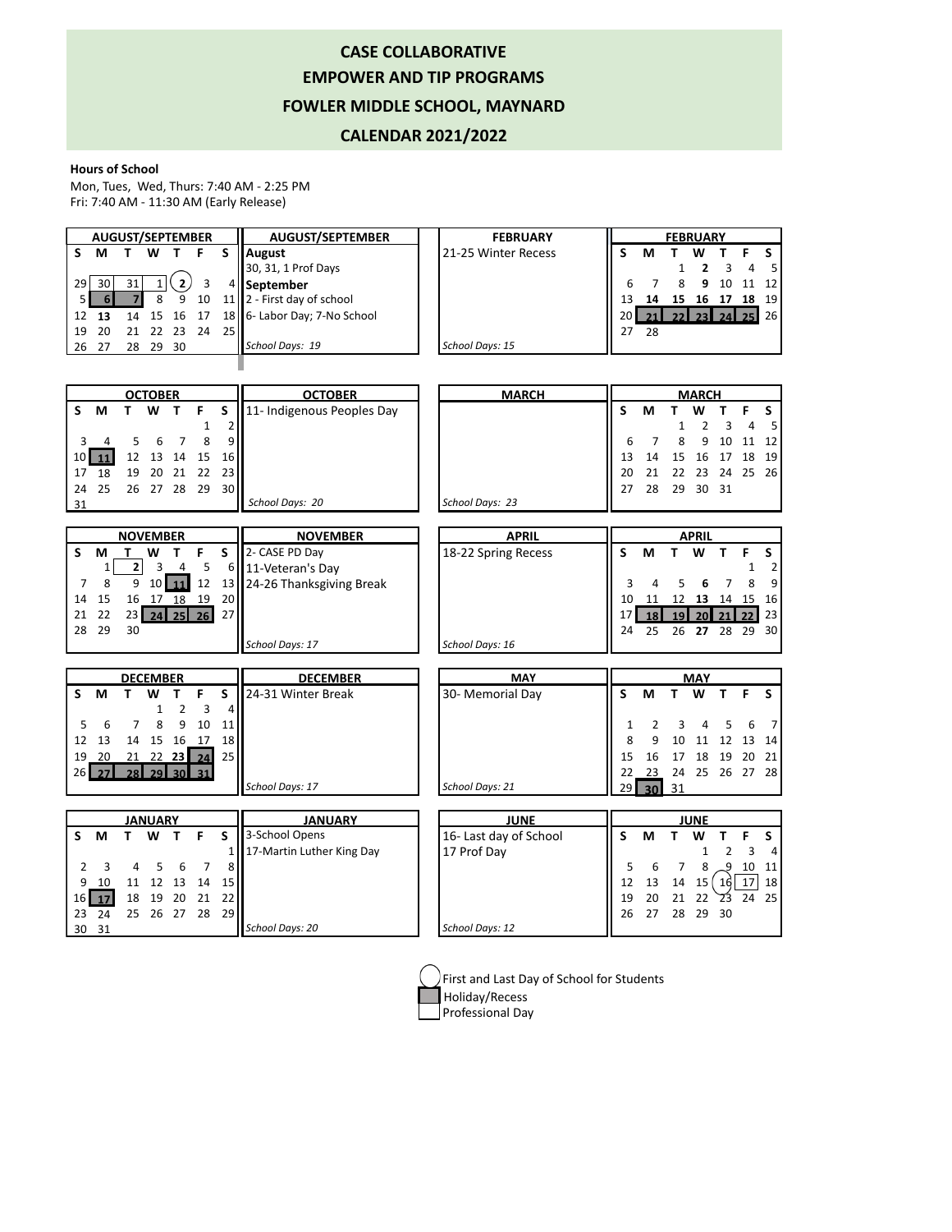# CASE COLLABORATIVE

## EMPOWER AND TIP PROGRAMS

## FOWLER MIDDLE SCHOOL, MAYNARD

## CALENDAR 2021/2022

**Hours of School**

Mon, Tues, Wed, Thurs: 7:40 AM - 2:25 PM
Fri: 7:40 AM - 11:30 AM (Early Release)

### AUGUST/SEPTEMBER

| S | M | T | W | T | F | S |
|---|---|---|---|---|---|---|
| 29 | 30 | 31 | 1 | 2 | 3 | 4 |
| 5 | 6 | 7 | 8 | 9 | 10 | 11 |
| 12 | 13 | 14 | 15 | 16 | 17 | 18 |
| 19 | 20 | 21 | 22 | 23 | 24 | 25 |
| 26 | 27 | 28 | 29 | 30 | | |

**August**
30, 31, 1 Prof Days
**September**
2 - First day of school
6- Labor Day; 7-No School

*School Days: 19*

### OCTOBER

| S | M | T | W | T | F | S |
|---|---|---|---|---|---|---|
| | | | | | 1 | 2 |
| 3 | 4 | 5 | 6 | 7 | 8 | 9 |
| 10 | 11 | 12 | 13 | 14 | 15 | 16 |
| 17 | 18 | 19 | 20 | 21 | 22 | 23 |
| 24 | 25 | 26 | 27 | 28 | 29 | 30 |
| 31 | | | | | | |

11- Indigenous Peoples Day

*School Days: 20*

### NOVEMBER

| S | M | T | W | T | F | S |
|---|---|---|---|---|---|---|
| | 1 | 2 | 3 | 4 | 5 | 6 |
| 7 | 8 | 9 | 10 | 11 | 12 | 13 |
| 14 | 15 | 16 | 17 | 18 | 19 | 20 |
| 21 | 22 | 23 | 24 | 25 | 26 | 27 |
| 28 | 29 | 30 | | | | |

2- CASE PD Day
11-Veteran's Day
24-26 Thanksgiving Break

*School Days: 17*

### DECEMBER

| S | M | T | W | T | F | S |
|---|---|---|---|---|---|---|
| | | | 1 | 2 | 3 | 4 |
| 5 | 6 | 7 | 8 | 9 | 10 | 11 |
| 12 | 13 | 14 | 15 | 16 | 17 | 18 |
| 19 | 20 | 21 | 22 | 23 | 24 | 25 |
| 26 | 27 | 28 | 29 | 30 | 31 | |

24-31 Winter Break

*School Days: 17*

### JANUARY

| S | M | T | W | T | F | S |
|---|---|---|---|---|---|---|
| | | | | | | 1 |
| 2 | 3 | 4 | 5 | 6 | 7 | 8 |
| 9 | 10 | 11 | 12 | 13 | 14 | 15 |
| 16 | 17 | 18 | 19 | 20 | 21 | 22 |
| 23 | 24 | 25 | 26 | 27 | 28 | 29 |
| 30 | 31 | | | | | |

3-School Opens
17-Martin Luther King Day

*School Days: 20*

### FEBRUARY

| S | M | T | W | T | F | S |
|---|---|---|---|---|---|---|
| | | 1 | 2 | 3 | 4 | 5 |
| 6 | 7 | 8 | 9 | 10 | 11 | 12 |
| 13 | 14 | 15 | 16 | 17 | 18 | 19 |
| 20 | 21 | 22 | 23 | 24 | 25 | 26 |
| 27 | 28 | | | | | |

21-25 Winter Recess

*School Days: 15*

### MARCH

| S | M | T | W | T | F | S |
|---|---|---|---|---|---|---|
| | | 1 | 2 | 3 | 4 | 5 |
| 6 | 7 | 8 | 9 | 10 | 11 | 12 |
| 13 | 14 | 15 | 16 | 17 | 18 | 19 |
| 20 | 21 | 22 | 23 | 24 | 25 | 26 |
| 27 | 28 | 29 | 30 | 31 | | |

*School Days: 23*

### APRIL

| S | M | T | W | T | F | S |
|---|---|---|---|---|---|---|
| | | | | | 1 | 2 |
| 3 | 4 | 5 | 6 | 7 | 8 | 9 |
| 10 | 11 | 12 | 13 | 14 | 15 | 16 |
| 17 | 18 | 19 | 20 | 21 | 22 | 23 |
| 24 | 25 | 26 | 27 | 28 | 29 | 30 |

18-22 Spring Recess

*School Days: 16*

### MAY

| S | M | T | W | T | F | S |
|---|---|---|---|---|---|---|
| 1 | 2 | 3 | 4 | 5 | 6 | 7 |
| 8 | 9 | 10 | 11 | 12 | 13 | 14 |
| 15 | 16 | 17 | 18 | 19 | 20 | 21 |
| 22 | 23 | 24 | 25 | 26 | 27 | 28 |
| 29 | 30 | 31 | | | | |

30- Memorial Day

*School Days: 21*

### JUNE

| S | M | T | W | T | F | S |
|---|---|---|---|---|---|---|
| | | | 1 | 2 | 3 | 4 |
| 5 | 6 | 7 | 8 | 9 | 10 | 11 |
| 12 | 13 | 14 | 15 | 16 | 17 | 18 |
| 19 | 20 | 21 | 22 | 23 | 24 | 25 |
| 26 | 27 | 28 | 29 | 30 | | |

16- Last day of School
17 Prof Day

*School Days: 12*

---

First and Last Day of School for Students
Holiday/Recess
Professional Day